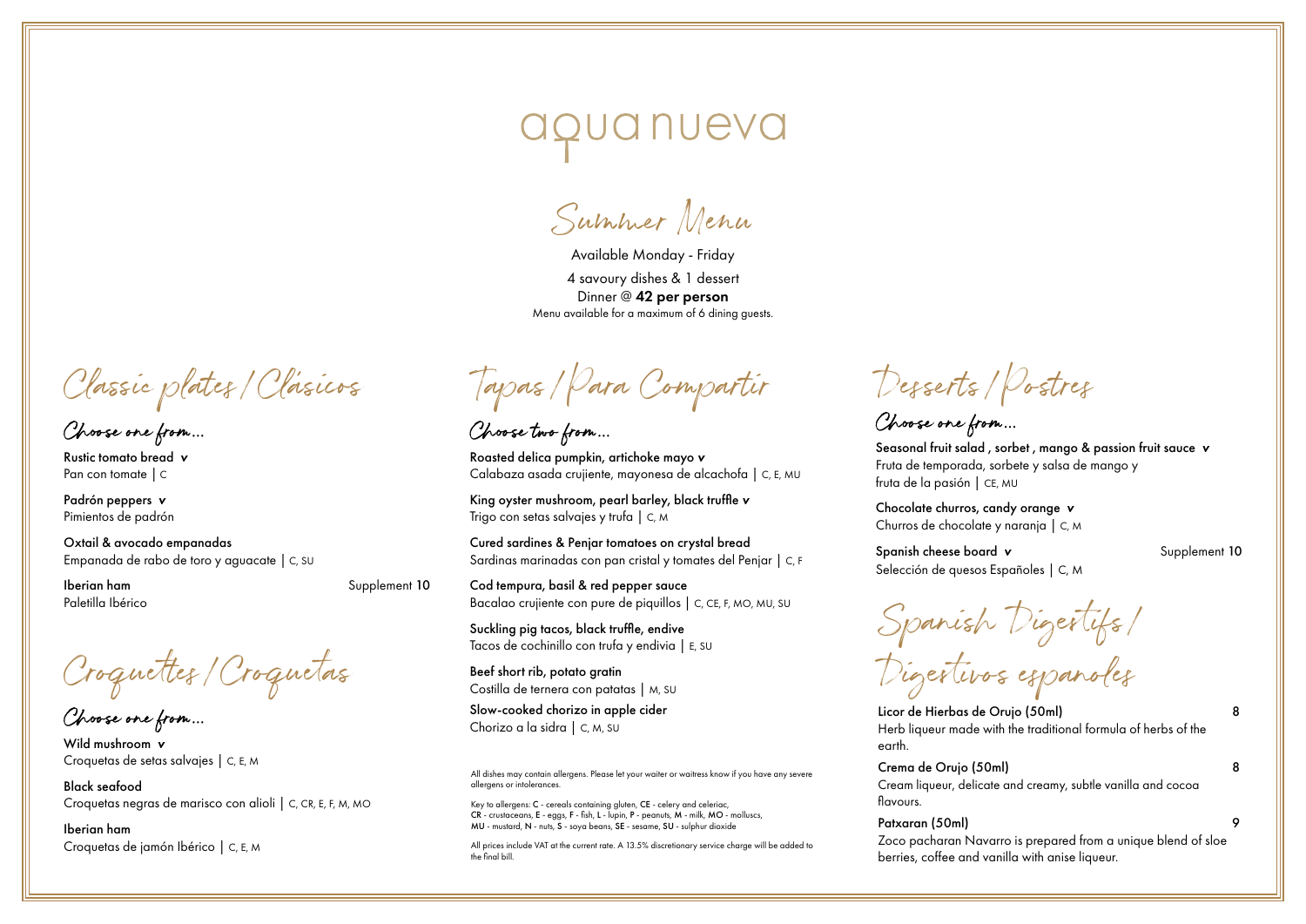# aqua nueva

## Summer Menu

Available Monday - Friday

4 savoury dishes & 1 dessert

Dinner @ **42 per person**

Menu available for a maximum of 6 dining guests.

## Classic plates / Clásicos

### Choose one from...

**Rustic tomato bread** *v*
Pan con tomate | C

**Padrón peppers** *v*
Pimientos de padrón

**Oxtail & avocado empanadas**
Empanada de rabo de toro y aguacate | C, SU

**Iberian ham** — Supplement **10**
Paletilla Ibérico

## Croquettes / Croquetas

### Choose one from...

**Wild mushroom** *v*
Croquetas de setas salvajes | C, E, M

**Black seafood**
Croquetas negras de marisco con alioli | C, CR, E, F, M, MO

**Iberian ham**
Croquetas de jamón Ibérico | C, E, M

## Tapas / Para Compartir

### Choose two from...

**Roasted delica pumpkin, artichoke mayo** *v*
Calabaza asada crujiente, mayonesa de alcachofa | C, E, MU

**King oyster mushroom, pearl barley, black truffle** *v*
Trigo con setas salvajes y trufa | C, M

**Cured sardines & Penjar tomatoes on crystal bread**
Sardinas marinadas con pan cristal y tomates del Penjar | C, F

**Cod tempura, basil & red pepper sauce**
Bacalao crujiente con pure de piquillos | C, CE, F, MO, MU, SU

**Suckling pig tacos, black truffle, endive**
Tacos de cochinillo con trufa y endivia | E, SU

**Beef short rib, potato gratin**
Costilla de ternera con patatas | M, SU

**Slow-cooked chorizo in apple cider**
Chorizo a la sidra | C, M, SU

All dishes may contain allergens. Please let your waiter or waitress know if you have any severe allergens or intolerances.

Key to allergens: **C** - cereals containing gluten, **CE** - celery and celeriac, **CR** - crustaceans, **E** - eggs, **F** - fish, **L** - lupin, **P** - peanuts, **M** - milk, **MO** - molluscs, **MU** - mustard, **N** - nuts, **S** - soya beans, **SE** - sesame, **SU** - sulphur dioxide

All prices include VAT at the current rate. A 13.5% discretionary service charge will be added to the final bill.

## Desserts / Postres

### Choose one from...

**Seasonal fruit salad , sorbet , mango & passion fruit sauce** *v*
Fruta de temporada, sorbete y salsa de mango y fruta de la pasión | CE, MU

**Chocolate churros, candy orange** *v*
Churros de chocolate y naranja | C, M

**Spanish cheese board** *v* — Supplement **10**
Selección de quesos Españoles | C, M

## Spanish Digestifs / Digestivos espanoles

**Licor de Hierbas de Orujo (50ml)** — 8
Herb liqueur made with the traditional formula of herbs of the earth.

**Crema de Orujo (50ml)** — 8
Cream liqueur, delicate and creamy, subtle vanilla and cocoa flavours.

**Patxaran (50ml)** — 9
Zoco pacharan Navarro is prepared from a unique blend of sloe berries, coffee and vanilla with anise liqueur.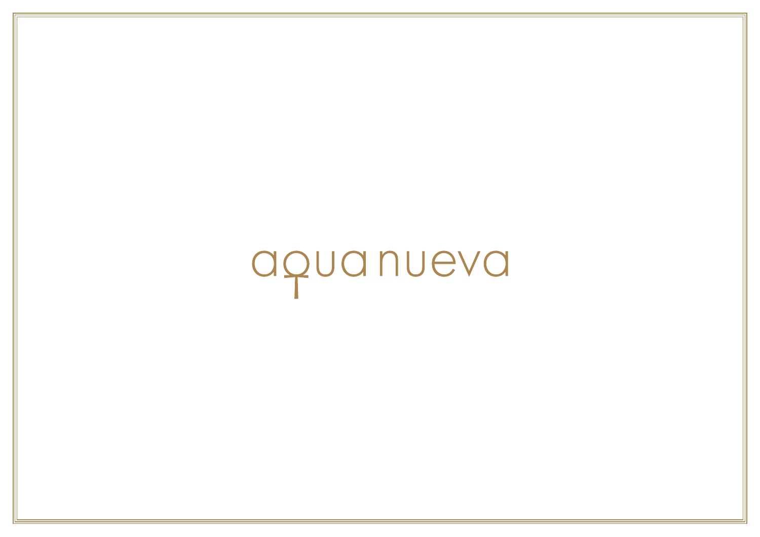aqua nueva